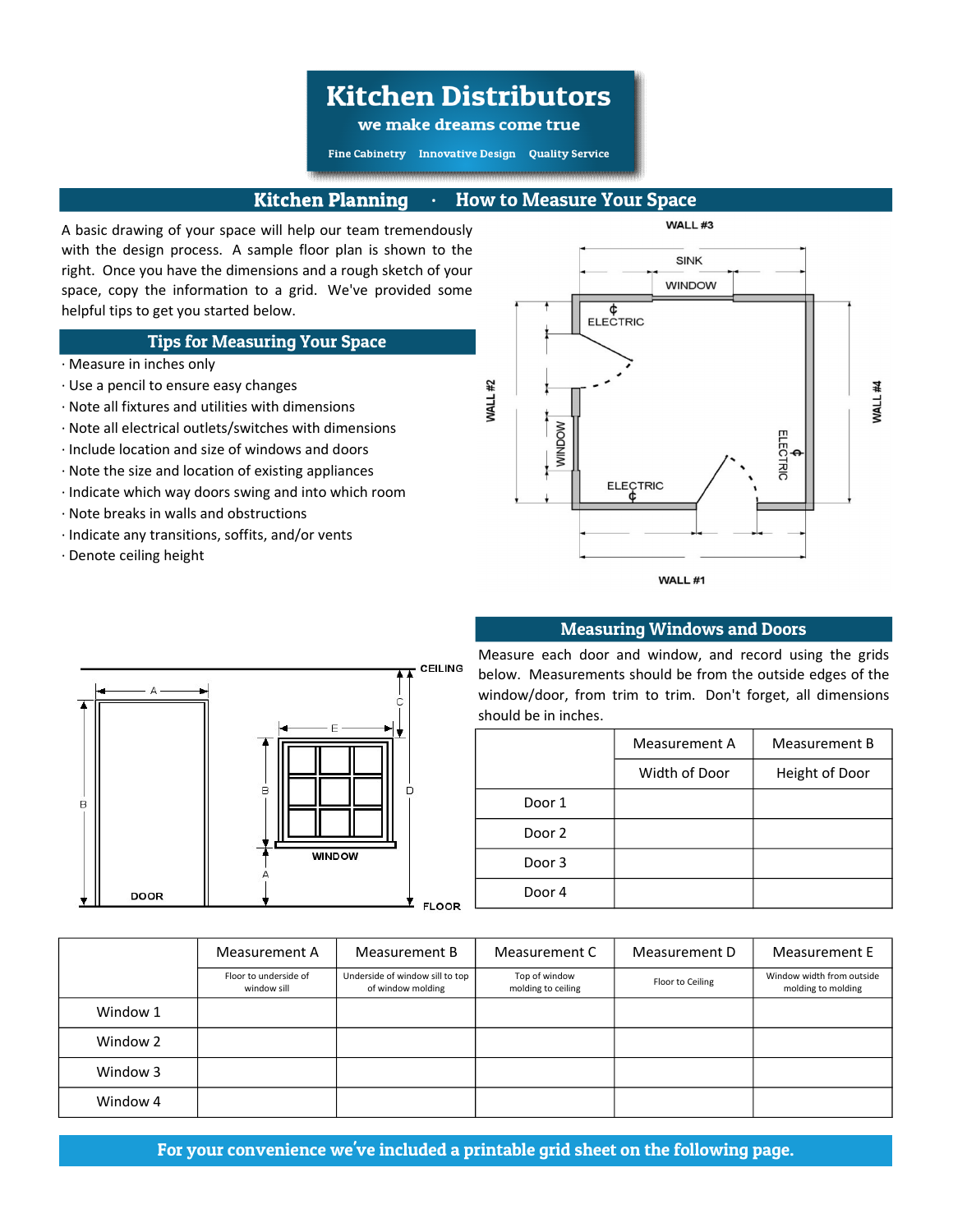# Kitchen Distributors

**we make dreams come true**

**Fine Cabinetry** **Innovative Design** **Quality Service**

## Kitchen Planning · How to Measure Your Space

A basic drawing of your space will help our team tremendously with the design process. A sample floor plan is shown to the right. Once you have the dimensions and a rough sketch of your space, copy the information to a grid. We've provided some helpful tips to get you started below.

### Tips for Measuring Your Space

- Measure in inches only
- Use a pencil to ensure easy changes
- Note all fixtures and utilities with dimensions
- Note all electrical outlets/switches with dimensions
- Include location and size of windows and doors
- Note the size and location of existing appliances
- Indicate which way doors swing and into which room
- Note breaks in walls and obstructions
- Indicate any transitions, soffits, and/or vents
- Denote ceiling height

### Measuring Windows and Doors

Measure each door and window, and record using the grids below. Measurements should be from the outside edges of the window/door, from trim to trim. Don't forget, all dimensions should be in inches.

| | Measurement A | Measurement B |
|---|---|---|
| | Width of Door | Height of Door |
| Door 1 | | |
| Door 2 | | |
| Door 3 | | |
| Door 4 | | |

| | Measurement A | Measurement B | Measurement C | Measurement D | Measurement E |
|---|---|---|---|---|---|
| | Floor to underside of window sill | Underside of window sill to top of window molding | Top of window molding to ceiling | Floor to Ceiling | Window width from outside molding to molding |
| Window 1 | | | | | |
| Window 2 | | | | | |
| Window 3 | | | | | |
| Window 4 | | | | | |

**For your convenience we've included a printable grid sheet on the following page.**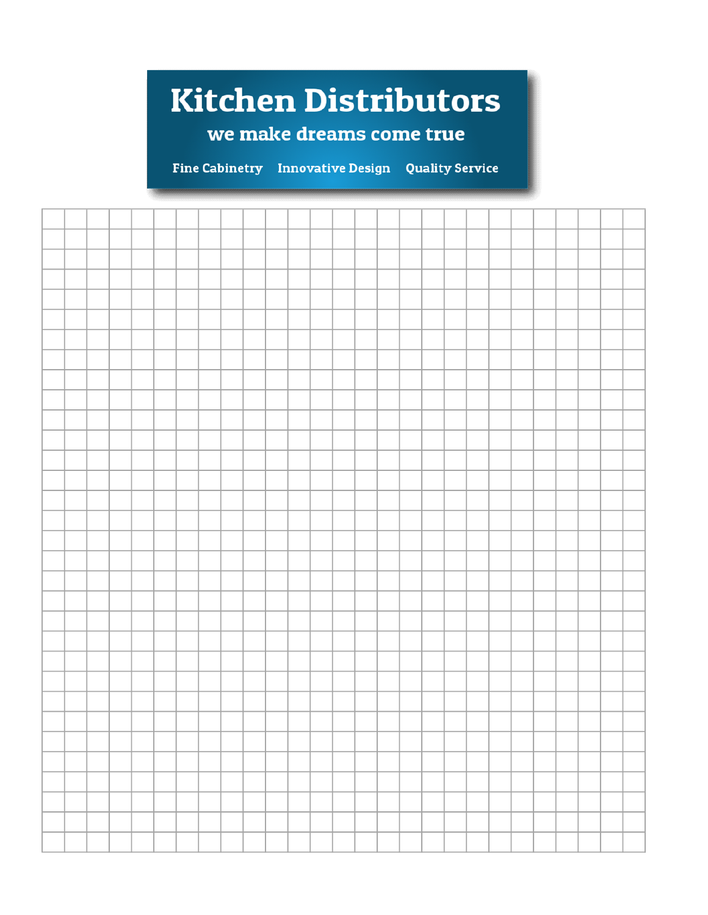# Kitchen Distributors

## we make dreams come true

**Fine Cabinetry** **Innovative Design** **Quality Service**